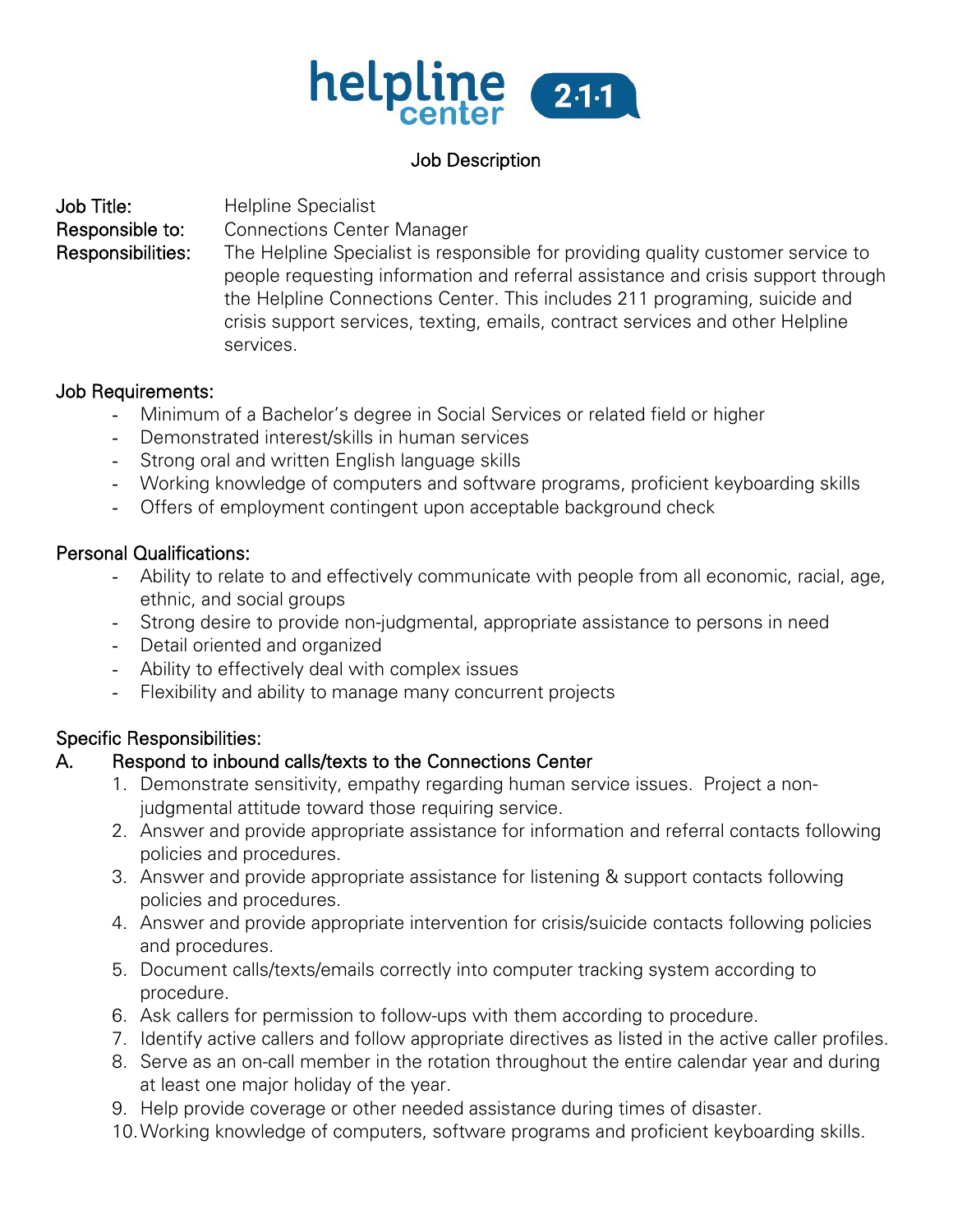helpline center 2·1·1

# Job Description

**Job Title:** Helpline Specialist
**Responsible to:** Connections Center Manager
**Responsibilities:** The Helpline Specialist is responsible for providing quality customer service to people requesting information and referral assistance and crisis support through the Helpline Connections Center. This includes 211 programing, suicide and crisis support services, texting, emails, contract services and other Helpline services.

## Job Requirements:

- Minimum of a Bachelor's degree in Social Services or related field or higher
- Demonstrated interest/skills in human services
- Strong oral and written English language skills
- Working knowledge of computers and software programs, proficient keyboarding skills
- Offers of employment contingent upon acceptable background check

## Personal Qualifications:

- Ability to relate to and effectively communicate with people from all economic, racial, age, ethnic, and social groups
- Strong desire to provide non-judgmental, appropriate assistance to persons in need
- Detail oriented and organized
- Ability to effectively deal with complex issues
- Flexibility and ability to manage many concurrent projects

## Specific Responsibilities:

### A. Respond to inbound calls/texts to the Connections Center

1. Demonstrate sensitivity, empathy regarding human service issues. Project a non-judgmental attitude toward those requiring service.
2. Answer and provide appropriate assistance for information and referral contacts following policies and procedures.
3. Answer and provide appropriate assistance for listening & support contacts following policies and procedures.
4. Answer and provide appropriate intervention for crisis/suicide contacts following policies and procedures.
5. Document calls/texts/emails correctly into computer tracking system according to procedure.
6. Ask callers for permission to follow-ups with them according to procedure.
7. Identify active callers and follow appropriate directives as listed in the active caller profiles.
8. Serve as an on-call member in the rotation throughout the entire calendar year and during at least one major holiday of the year.
9. Help provide coverage or other needed assistance during times of disaster.
10. Working knowledge of computers, software programs and proficient keyboarding skills.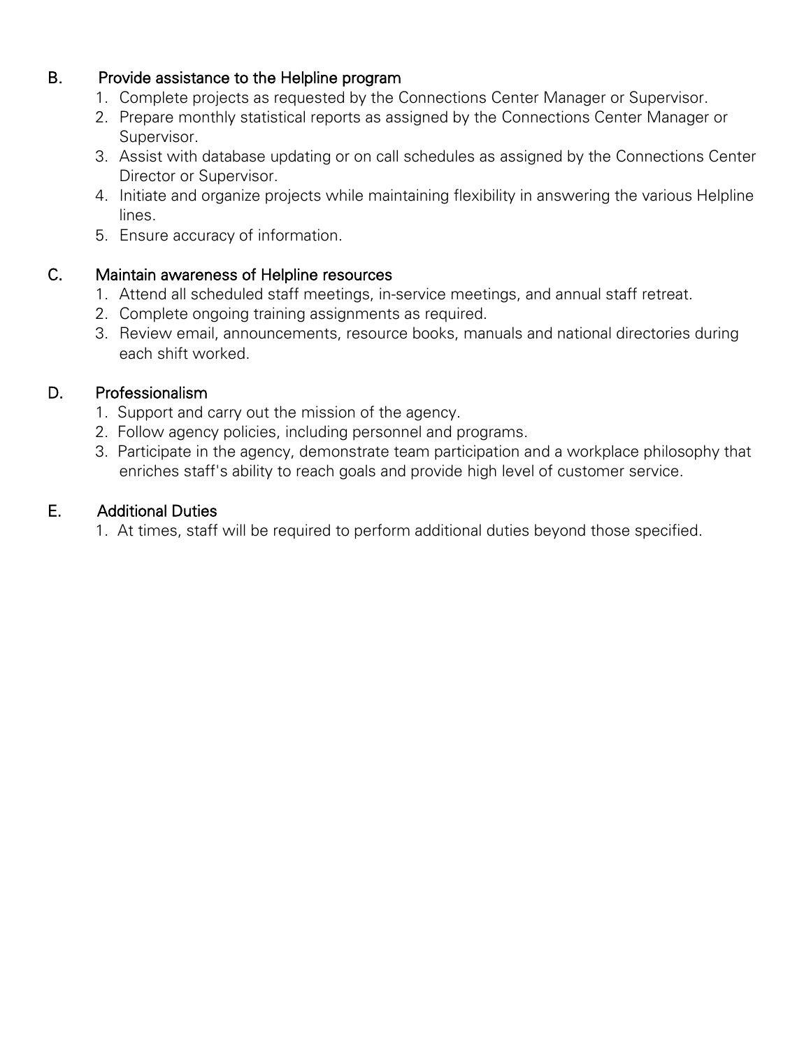B. Provide assistance to the Helpline program

1. Complete projects as requested by the Connections Center Manager or Supervisor.
2. Prepare monthly statistical reports as assigned by the Connections Center Manager or Supervisor.
3. Assist with database updating or on call schedules as assigned by the Connections Center Director or Supervisor.
4. Initiate and organize projects while maintaining flexibility in answering the various Helpline lines.
5. Ensure accuracy of information.

C. Maintain awareness of Helpline resources

1. Attend all scheduled staff meetings, in-service meetings, and annual staff retreat.
2. Complete ongoing training assignments as required.
3. Review email, announcements, resource books, manuals and national directories during each shift worked.

D. Professionalism

1. Support and carry out the mission of the agency.
2. Follow agency policies, including personnel and programs.
3. Participate in the agency, demonstrate team participation and a workplace philosophy that enriches staff's ability to reach goals and provide high level of customer service.

E. Additional Duties

1. At times, staff will be required to perform additional duties beyond those specified.